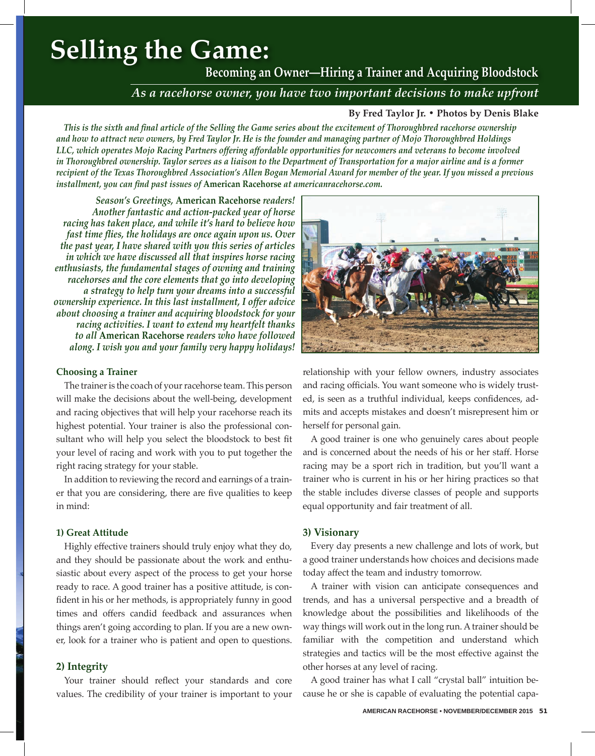# Selling the Game:

## Becoming an Owner—Hiring a Trainer and Acquiring Bloodstock

*As a racehorse owner, you have two important decisions to make upfront*

**By Fred Taylor Jr. • Photos by Denis Blake**

*This is the sixth and final article of the Selling the Game series about the excitement of Thoroughbred racehorse ownership and how to attract new owners, by Fred Taylor Jr. He is the founder and managing partner of Mojo Thoroughbred Holdings LLC, which operates Mojo Racing Partners offering affordable opportunities for newcomers and veterans to become involved in Thoroughbred ownership. Taylor serves as a liaison to the Department of Transportation for a major airline and is a former recipient of the Texas Thoroughbred Association's Allen Bogan Memorial Award for member of the year. If you missed a previous installment, you can find past issues of* **American Racehorse** *at americanracehorse.com.*

*Season's Greetings,* **American Racehorse** *readers! Another fantastic and action-packed year of horse racing has taken place, and while it's hard to believe how fast time flies, the holidays are once again upon us. Over the past year, I have shared with you this series of articles in which we have discussed all that inspires horse racing enthusiasts, the fundamental stages of owning and training racehorses and the core elements that go into developing a strategy to help turn your dreams into a successful ownership experience. In this last installment, I offer advice about choosing a trainer and acquiring bloodstock for your racing activities. I want to extend my heartfelt thanks to all* **American Racehorse** *readers who have followed along. I wish you and your family very happy holidays!*

### Choosing a Trainer

The trainer is the coach of your racehorse team. This person will make the decisions about the well-being, development and racing objectives that will help your racehorse reach its highest potential. Your trainer is also the professional consultant who will help you select the bloodstock to best fit your level of racing and work with you to put together the right racing strategy for your stable.

In addition to reviewing the record and earnings of a trainer that you are considering, there are five qualities to keep in mind:

#### 1) Great Attitude

Highly effective trainers should truly enjoy what they do, and they should be passionate about the work and enthusiastic about every aspect of the process to get your horse ready to race. A good trainer has a positive attitude, is confident in his or her methods, is appropriately funny in good times and offers candid feedback and assurances when things aren't going according to plan. If you are a new owner, look for a trainer who is patient and open to questions.

#### 2) Integrity

Your trainer should reflect your standards and core values. The credibility of your trainer is important to your relationship with your fellow owners, industry associates and racing officials. You want someone who is widely trusted, is seen as a truthful individual, keeps confidences, admits and accepts mistakes and doesn't misrepresent him or herself for personal gain.

A good trainer is one who genuinely cares about people and is concerned about the needs of his or her staff. Horse racing may be a sport rich in tradition, but you'll want a trainer who is current in his or her hiring practices so that the stable includes diverse classes of people and supports equal opportunity and fair treatment of all.

#### 3) Visionary

Every day presents a new challenge and lots of work, but a good trainer understands how choices and decisions made today affect the team and industry tomorrow.

A trainer with vision can anticipate consequences and trends, and has a universal perspective and a breadth of knowledge about the possibilities and likelihoods of the way things will work out in the long run. A trainer should be familiar with the competition and understand which strategies and tactics will be the most effective against the other horses at any level of racing.

A good trainer has what I call "crystal ball" intuition because he or she is capable of evaluating the potential capa-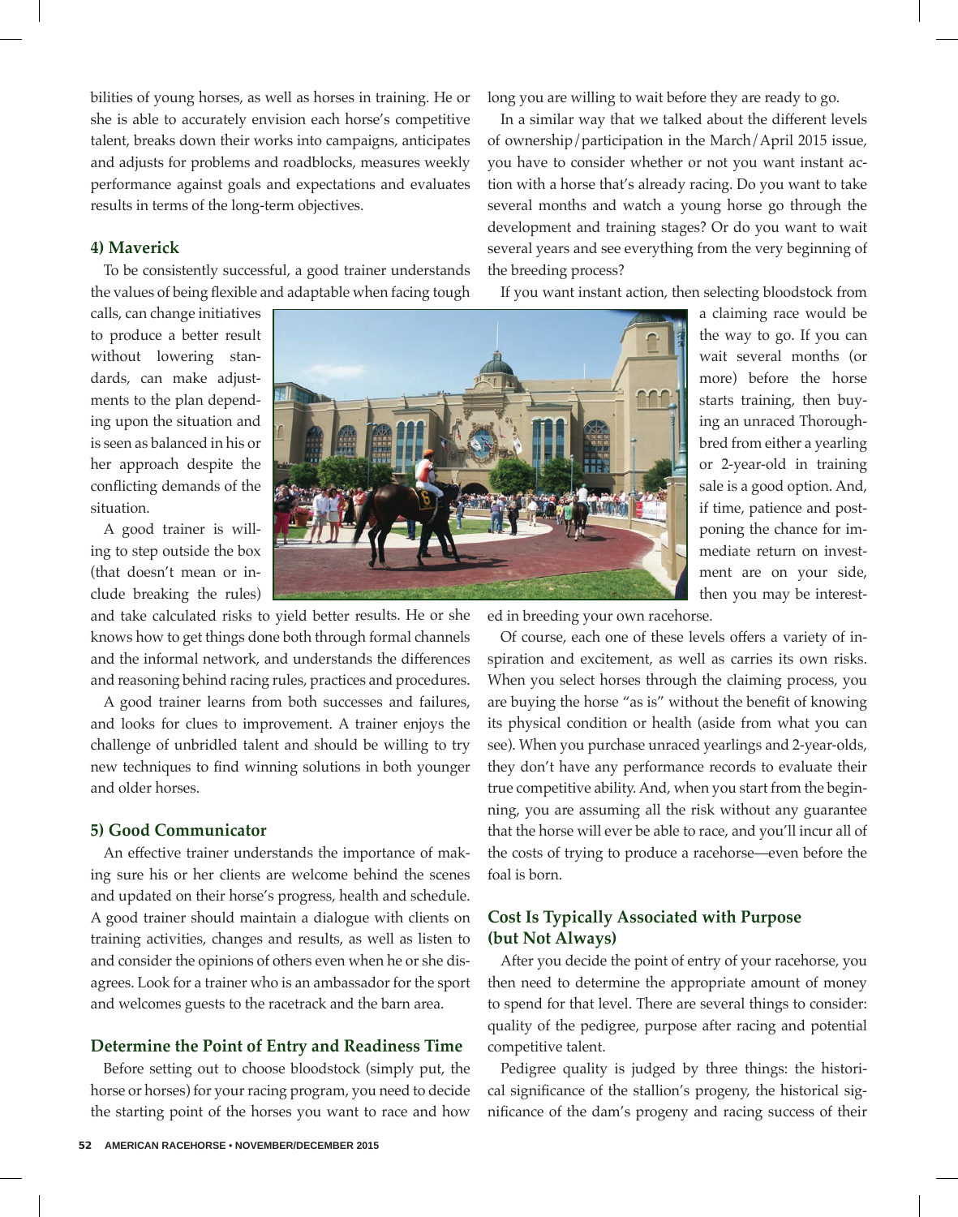bilities of young horses, as well as horses in training. He or she is able to accurately envision each horse's competitive talent, breaks down their works into campaigns, anticipates and adjusts for problems and roadblocks, measures weekly performance against goals and expectations and evaluates results in terms of the long-term objectives.

### 4) Maverick

To be consistently successful, a good trainer understands the values of being flexible and adaptable when facing tough calls, can change initiatives to produce a better result without lowering standards, can make adjustments to the plan depending upon the situation and is seen as balanced in his or her approach despite the conflicting demands of the situation.

A good trainer is willing to step outside the box (that doesn't mean or include breaking the rules) and take calculated risks to yield better results. He or she knows how to get things done both through formal channels and the informal network, and understands the differences and reasoning behind racing rules, practices and procedures.

A good trainer learns from both successes and failures, and looks for clues to improvement. A trainer enjoys the challenge of unbridled talent and should be willing to try new techniques to find winning solutions in both younger and older horses.

### 5) Good Communicator

An effective trainer understands the importance of making sure his or her clients are welcome behind the scenes and updated on their horse's progress, health and schedule. A good trainer should maintain a dialogue with clients on training activities, changes and results, as well as listen to and consider the opinions of others even when he or she disagrees. Look for a trainer who is an ambassador for the sport and welcomes guests to the racetrack and the barn area.

## Determine the Point of Entry and Readiness Time

Before setting out to choose bloodstock (simply put, the horse or horses) for your racing program, you need to decide the starting point of the horses you want to race and how long you are willing to wait before they are ready to go.

In a similar way that we talked about the different levels of ownership/participation in the March/April 2015 issue, you have to consider whether or not you want instant action with a horse that's already racing. Do you want to take several months and watch a young horse go through the development and training stages? Or do you want to wait several years and see everything from the very beginning of the breeding process?

If you want instant action, then selecting bloodstock from a claiming race would be the way to go. If you can wait several months (or more) before the horse starts training, then buying an unraced Thoroughbred from either a yearling or 2-year-old in training sale is a good option. And, if time, patience and postponing the chance for immediate return on investment are on your side, then you may be interested in breeding your own racehorse.

Of course, each one of these levels offers a variety of inspiration and excitement, as well as carries its own risks. When you select horses through the claiming process, you are buying the horse "as is" without the benefit of knowing its physical condition or health (aside from what you can see). When you purchase unraced yearlings and 2-year-olds, they don't have any performance records to evaluate their true competitive ability. And, when you start from the beginning, you are assuming all the risk without any guarantee that the horse will ever be able to race, and you'll incur all of the costs of trying to produce a racehorse—even before the foal is born.

## Cost Is Typically Associated with Purpose (but Not Always)

After you decide the point of entry of your racehorse, you then need to determine the appropriate amount of money to spend for that level. There are several things to consider: quality of the pedigree, purpose after racing and potential competitive talent.

Pedigree quality is judged by three things: the historical significance of the stallion's progeny, the historical significance of the dam's progeny and racing success of their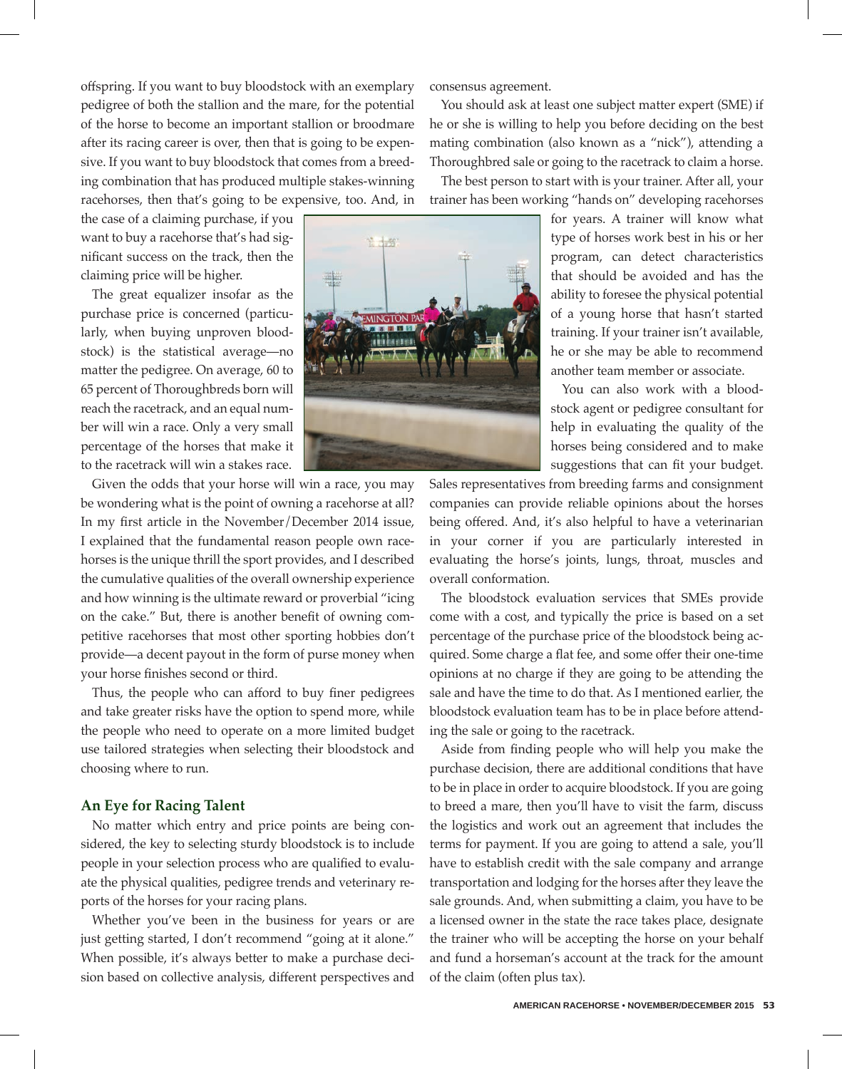offspring. If you want to buy bloodstock with an exemplary pedigree of both the stallion and the mare, for the potential of the horse to become an important stallion or broodmare after its racing career is over, then that is going to be expensive. If you want to buy bloodstock that comes from a breeding combination that has produced multiple stakes-winning racehorses, then that's going to be expensive, too. And, in the case of a claiming purchase, if you want to buy a racehorse that's had significant success on the track, then the claiming price will be higher.

The great equalizer insofar as the purchase price is concerned (particularly, when buying unproven bloodstock) is the statistical average—no matter the pedigree. On average, 60 to 65 percent of Thoroughbreds born will reach the racetrack, and an equal number will win a race. Only a very small percentage of the horses that make it to the racetrack will win a stakes race.

Given the odds that your horse will win a race, you may be wondering what is the point of owning a racehorse at all? In my first article in the November/December 2014 issue, I explained that the fundamental reason people own racehorses is the unique thrill the sport provides, and I described the cumulative qualities of the overall ownership experience and how winning is the ultimate reward or proverbial "icing on the cake." But, there is another benefit of owning competitive racehorses that most other sporting hobbies don't provide—a decent payout in the form of purse money when your horse finishes second or third.

Thus, the people who can afford to buy finer pedigrees and take greater risks have the option to spend more, while the people who need to operate on a more limited budget use tailored strategies when selecting their bloodstock and choosing where to run.

### An Eye for Racing Talent

No matter which entry and price points are being considered, the key to selecting sturdy bloodstock is to include people in your selection process who are qualified to evaluate the physical qualities, pedigree trends and veterinary reports of the horses for your racing plans.

Whether you've been in the business for years or are just getting started, I don't recommend "going at it alone." When possible, it's always better to make a purchase decision based on collective analysis, different perspectives and consensus agreement.

You should ask at least one subject matter expert (SME) if he or she is willing to help you before deciding on the best mating combination (also known as a "nick"), attending a Thoroughbred sale or going to the racetrack to claim a horse.

The best person to start with is your trainer. After all, your trainer has been working "hands on" developing racehorses for years. A trainer will know what type of horses work best in his or her program, can detect characteristics that should be avoided and has the ability to foresee the physical potential of a young horse that hasn't started training. If your trainer isn't available, he or she may be able to recommend another team member or associate.

You can also work with a bloodstock agent or pedigree consultant for help in evaluating the quality of the horses being considered and to make suggestions that can fit your budget. Sales representatives from breeding farms and consignment companies can provide reliable opinions about the horses being offered. And, it's also helpful to have a veterinarian in your corner if you are particularly interested in evaluating the horse's joints, lungs, throat, muscles and overall conformation.

The bloodstock evaluation services that SMEs provide come with a cost, and typically the price is based on a set percentage of the purchase price of the bloodstock being acquired. Some charge a flat fee, and some offer their one-time opinions at no charge if they are going to be attending the sale and have the time to do that. As I mentioned earlier, the bloodstock evaluation team has to be in place before attending the sale or going to the racetrack.

Aside from finding people who will help you make the purchase decision, there are additional conditions that have to be in place in order to acquire bloodstock. If you are going to breed a mare, then you'll have to visit the farm, discuss the logistics and work out an agreement that includes the terms for payment. If you are going to attend a sale, you'll have to establish credit with the sale company and arrange transportation and lodging for the horses after they leave the sale grounds. And, when submitting a claim, you have to be a licensed owner in the state the race takes place, designate the trainer who will be accepting the horse on your behalf and fund a horseman's account at the track for the amount of the claim (often plus tax).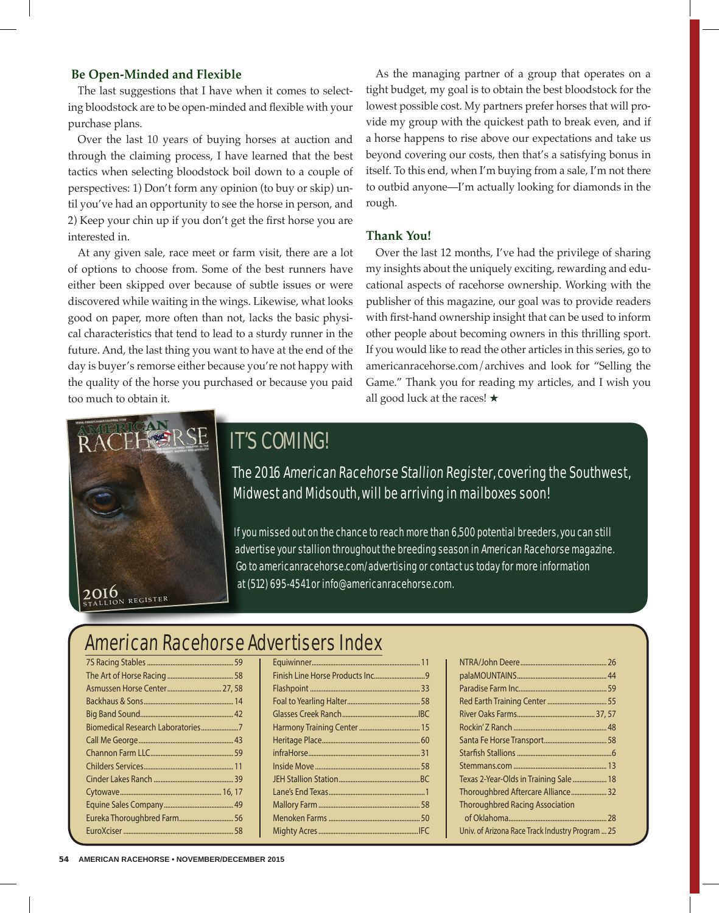### Be Open-Minded and Flexible

The last suggestions that I have when it comes to selecting bloodstock are to be open-minded and flexible with your purchase plans.

Over the last 10 years of buying horses at auction and through the claiming process, I have learned that the best tactics when selecting bloodstock boil down to a couple of perspectives: 1) Don't form any opinion (to buy or skip) until you've had an opportunity to see the horse in person, and 2) Keep your chin up if you don't get the first horse you are interested in.

At any given sale, race meet or farm visit, there are a lot of options to choose from. Some of the best runners have either been skipped over because of subtle issues or were discovered while waiting in the wings. Likewise, what looks good on paper, more often than not, lacks the basic physical characteristics that tend to lead to a sturdy runner in the future. And, the last thing you want to have at the end of the day is buyer's remorse either because you're not happy with the quality of the horse you purchased or because you paid too much to obtain it.

As the managing partner of a group that operates on a tight budget, my goal is to obtain the best bloodstock for the lowest possible cost. My partners prefer horses that will provide my group with the quickest path to break even, and if a horse happens to rise above our expectations and take us beyond covering our costs, then that's a satisfying bonus in itself. To this end, when I'm buying from a sale, I'm not there to outbid anyone—I'm actually looking for diamonds in the rough.

### Thank You!

Over the last 12 months, I've had the privilege of sharing my insights about the uniquely exciting, rewarding and educational aspects of racehorse ownership. Working with the publisher of this magazine, our goal was to provide readers with first-hand ownership insight that can be used to inform other people about becoming owners in this thrilling sport. If you would like to read the other articles in this series, go to americanracehorse.com/archives and look for "Selling the Game." Thank you for reading my articles, and I wish you all good luck at the races! ★

## IT'S COMING!

The 2016 *American Racehorse Stallion Register*, covering the Southwest, Midwest and Midsouth, will be arriving in mailboxes soon!

If you missed out on the chance to reach more than 6,500 potential breeders, you can still advertise your stallion throughout the breeding season in *American Racehorse* magazine. Go to americanracehorse.com/advertising or contact us today for more information at (512) 695-4541 or info@americanracehorse.com.

## American Racehorse Advertisers Index

| | |
|---|---|
| 7S Racing Stables | 59 |
| The Art of Horse Racing | 58 |
| Asmussen Horse Center | 27, 58 |
| Backhaus & Sons | 14 |
| Big Band Sound | 42 |
| Biomedical Research Laboratories | 7 |
| Call Me George | 43 |
| Channon Farm LLC | 59 |
| Childers Services | 11 |
| Cinder Lakes Ranch | 39 |
| Cytowave | 16, 17 |
| Equine Sales Company | 49 |
| Eureka Thoroughbred Farm | 56 |
| EuroXciser | 58 |
| Equiwinner | 11 |
| Finish Line Horse Products Inc. | 9 |
| Flashpoint | 33 |
| Foal to Yearling Halter | 58 |
| Glasses Creek Ranch | IBC |
| Harmony Training Center | 15 |
| Heritage Place | 60 |
| infraHorse | 31 |
| Inside Move | 58 |
| JEH Stallion Station | BC |
| Lane's End Texas | 1 |
| Mallory Farm | 58 |
| Menoken Farms | 50 |
| Mighty Acres | IFC |
| NTRA/John Deere | 26 |
| palaMOUNTAINS | 44 |
| Paradise Farm Inc. | 59 |
| Red Earth Training Center | 55 |
| River Oaks Farms | 37, 57 |
| Rockin' Z Ranch | 48 |
| Santa Fe Horse Transport | 58 |
| Starfish Stallions | 6 |
| Stemmans.com | 13 |
| Texas 2-Year-Olds in Training Sale | 18 |
| Thoroughbred Aftercare Alliance | 32 |
| Thoroughbred Racing Association of Oklahoma | 28 |
| Univ. of Arizona Race Track Industry Program | 25 |